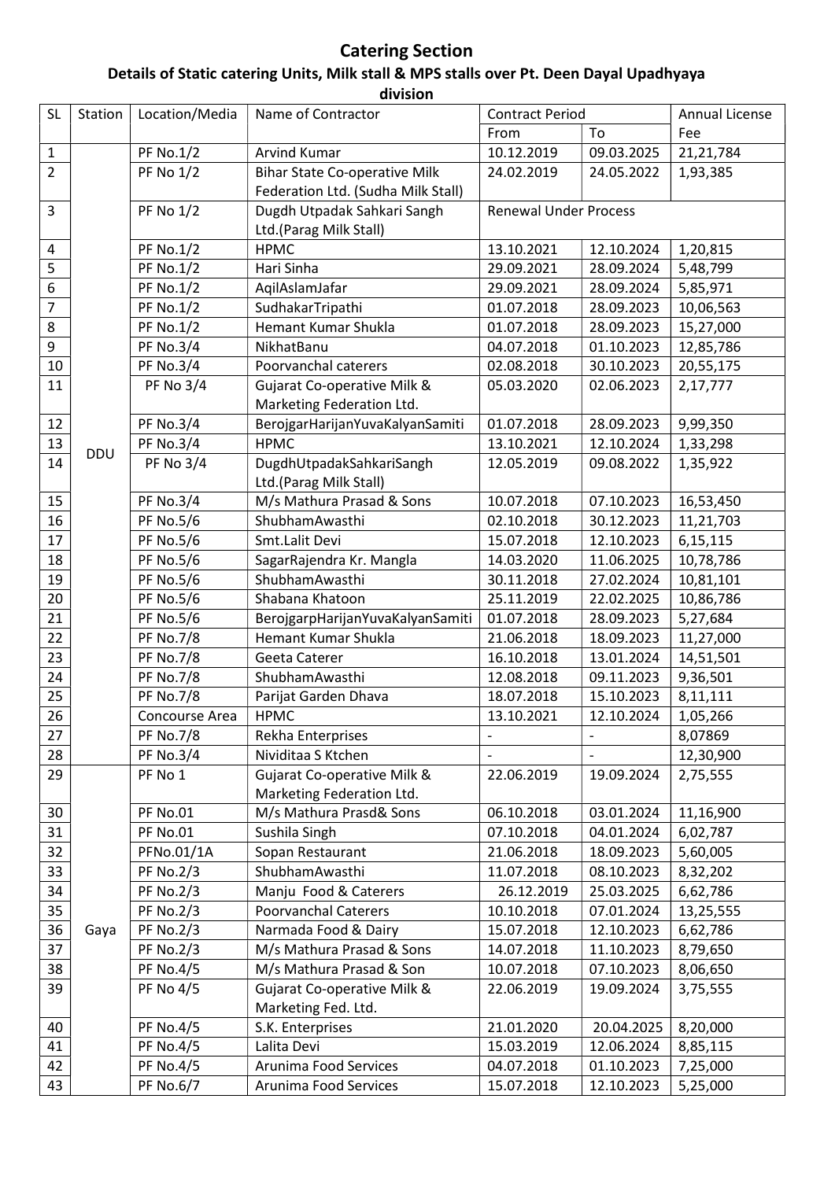# Catering Section

## Details of Static catering Units, Milk stall & MPS stalls over Pt. Deen Dayal Upadhyaya division

| SL | Station | Location/Media | Name of Contractor | Contract Period | | Annual License Fee |
|---|---|---|---|---|---|---|
| | | | | From | To | |
| 1 | DDU | PF No.1/2 | Arvind Kumar | 10.12.2019 | 09.03.2025 | 21,21,784 |
| 2 | | PF No 1/2 | Bihar State Co-operative Milk Federation Ltd. (Sudha Milk Stall) | 24.02.2019 | 24.05.2022 | 1,93,385 |
| 3 | | PF No 1/2 | Dugdh Utpadak Sahkari Sangh Ltd.(Parag Milk Stall) | Renewal Under Process | | |
| 4 | | PF No.1/2 | HPMC | 13.10.2021 | 12.10.2024 | 1,20,815 |
| 5 | | PF No.1/2 | Hari Sinha | 29.09.2021 | 28.09.2024 | 5,48,799 |
| 6 | | PF No.1/2 | AqilAslamJafar | 29.09.2021 | 28.09.2024 | 5,85,971 |
| 7 | | PF No.1/2 | SudhakarTripathi | 01.07.2018 | 28.09.2023 | 10,06,563 |
| 8 | | PF No.1/2 | Hemant Kumar Shukla | 01.07.2018 | 28.09.2023 | 15,27,000 |
| 9 | | PF No.3/4 | NikhatBanu | 04.07.2018 | 01.10.2023 | 12,85,786 |
| 10 | | PF No.3/4 | Poorvanchal caterers | 02.08.2018 | 30.10.2023 | 20,55,175 |
| 11 | | PF No 3/4 | Gujarat Co-operative Milk & Marketing Federation Ltd. | 05.03.2020 | 02.06.2023 | 2,17,777 |
| 12 | | PF No.3/4 | BerojgarHarijanYuvaKalyanSamiti | 01.07.2018 | 28.09.2023 | 9,99,350 |
| 13 | | PF No.3/4 | HPMC | 13.10.2021 | 12.10.2024 | 1,33,298 |
| 14 | | PF No 3/4 | DugdhUtpadakSahkariSangh Ltd.(Parag Milk Stall) | 12.05.2019 | 09.08.2022 | 1,35,922 |
| 15 | | PF No.3/4 | M/s Mathura Prasad & Sons | 10.07.2018 | 07.10.2023 | 16,53,450 |
| 16 | | PF No.5/6 | ShubhamAwasthi | 02.10.2018 | 30.12.2023 | 11,21,703 |
| 17 | | PF No.5/6 | Smt.Lalit Devi | 15.07.2018 | 12.10.2023 | 6,15,115 |
| 18 | | PF No.5/6 | SagarRajendra Kr. Mangla | 14.03.2020 | 11.06.2025 | 10,78,786 |
| 19 | | PF No.5/6 | ShubhamAwasthi | 30.11.2018 | 27.02.2024 | 10,81,101 |
| 20 | | PF No.5/6 | Shabana Khatoon | 25.11.2019 | 22.02.2025 | 10,86,786 |
| 21 | | PF No.5/6 | BerojgarpHarijanYuvaKalyanSamiti | 01.07.2018 | 28.09.2023 | 5,27,684 |
| 22 | | PF No.7/8 | Hemant Kumar Shukla | 21.06.2018 | 18.09.2023 | 11,27,000 |
| 23 | | PF No.7/8 | Geeta Caterer | 16.10.2018 | 13.01.2024 | 14,51,501 |
| 24 | | PF No.7/8 | ShubhamAwasthi | 12.08.2018 | 09.11.2023 | 9,36,501 |
| 25 | | PF No.7/8 | Parijat Garden Dhava | 18.07.2018 | 15.10.2023 | 8,11,111 |
| 26 | | Concourse Area | HPMC | 13.10.2021 | 12.10.2024 | 1,05,266 |
| 27 | | PF No.7/8 | Rekha Enterprises | - | - | 8,07869 |
| 28 | | PF No.3/4 | Nividitaa S Ktchen | - | - | 12,30,900 |
| 29 | Gaya | PF No 1 | Gujarat Co-operative Milk & Marketing Federation Ltd. | 22.06.2019 | 19.09.2024 | 2,75,555 |
| 30 | | PF No.01 | M/s Mathura Prasd& Sons | 06.10.2018 | 03.01.2024 | 11,16,900 |
| 31 | | PF No.01 | Sushila Singh | 07.10.2018 | 04.01.2024 | 6,02,787 |
| 32 | | PFNo.01/1A | Sopan Restaurant | 21.06.2018 | 18.09.2023 | 5,60,005 |
| 33 | | PF No.2/3 | ShubhamAwasthi | 11.07.2018 | 08.10.2023 | 8,32,202 |
| 34 | | PF No.2/3 | Manju Food & Caterers | 26.12.2019 | 25.03.2025 | 6,62,786 |
| 35 | | PF No.2/3 | Poorvanchal Caterers | 10.10.2018 | 07.01.2024 | 13,25,555 |
| 36 | | PF No.2/3 | Narmada Food & Dairy | 15.07.2018 | 12.10.2023 | 6,62,786 |
| 37 | | PF No.2/3 | M/s Mathura Prasad & Sons | 14.07.2018 | 11.10.2023 | 8,79,650 |
| 38 | | PF No.4/5 | M/s Mathura Prasad & Son | 10.07.2018 | 07.10.2023 | 8,06,650 |
| 39 | | PF No 4/5 | Gujarat Co-operative Milk & Marketing Fed. Ltd. | 22.06.2019 | 19.09.2024 | 3,75,555 |
| 40 | | PF No.4/5 | S.K. Enterprises | 21.01.2020 | 20.04.2025 | 8,20,000 |
| 41 | | PF No.4/5 | Lalita Devi | 15.03.2019 | 12.06.2024 | 8,85,115 |
| 42 | | PF No.4/5 | Arunima Food Services | 04.07.2018 | 01.10.2023 | 7,25,000 |
| 43 | | PF No.6/7 | Arunima Food Services | 15.07.2018 | 12.10.2023 | 5,25,000 |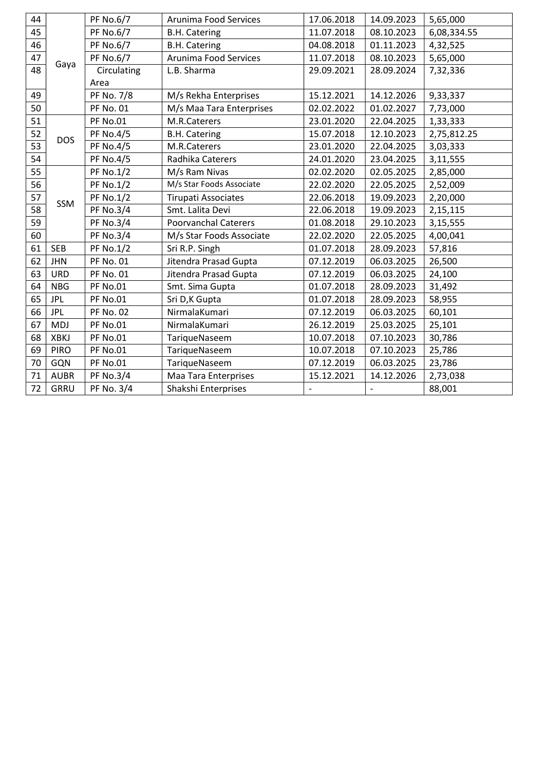| | | | | | | |
|---|---|---|---|---|---|---|
| 44 | Gaya | PF No.6/7 | Arunima Food Services | 17.06.2018 | 14.09.2023 | 5,65,000 |
| 45 | | PF No.6/7 | B.H. Catering | 11.07.2018 | 08.10.2023 | 6,08,334.55 |
| 46 | | PF No.6/7 | B.H. Catering | 04.08.2018 | 01.11.2023 | 4,32,525 |
| 47 | | PF No.6/7 | Arunima Food Services | 11.07.2018 | 08.10.2023 | 5,65,000 |
| 48 | | Circulating Area | L.B. Sharma | 29.09.2021 | 28.09.2024 | 7,32,336 |
| 49 | | PF No. 7/8 | M/s Rekha Enterprises | 15.12.2021 | 14.12.2026 | 9,33,337 |
| 50 | | PF No. 01 | M/s Maa Tara Enterprises | 02.02.2022 | 01.02.2027 | 7,73,000 |
| 51 | DOS | PF No.01 | M.R.Caterers | 23.01.2020 | 22.04.2025 | 1,33,333 |
| 52 | | PF No.4/5 | B.H. Catering | 15.07.2018 | 12.10.2023 | 2,75,812.25 |
| 53 | | PF No.4/5 | M.R.Caterers | 23.01.2020 | 22.04.2025 | 3,03,333 |
| 54 | | PF No.4/5 | Radhika Caterers | 24.01.2020 | 23.04.2025 | 3,11,555 |
| 55 | SSM | PF No.1/2 | M/s Ram Nivas | 02.02.2020 | 02.05.2025 | 2,85,000 |
| 56 | | PF No.1/2 | M/s Star Foods Associate | 22.02.2020 | 22.05.2025 | 2,52,009 |
| 57 | | PF No.1/2 | Tirupati Associates | 22.06.2018 | 19.09.2023 | 2,20,000 |
| 58 | | PF No.3/4 | Smt. Lalita Devi | 22.06.2018 | 19.09.2023 | 2,15,115 |
| 59 | | PF No.3/4 | Poorvanchal Caterers | 01.08.2018 | 29.10.2023 | 3,15,555 |
| 60 | | PF No.3/4 | M/s Star Foods Associate | 22.02.2020 | 22.05.2025 | 4,00,041 |
| 61 | SEB | PF No.1/2 | Sri R.P. Singh | 01.07.2018 | 28.09.2023 | 57,816 |
| 62 | JHN | PF No. 01 | Jitendra Prasad Gupta | 07.12.2019 | 06.03.2025 | 26,500 |
| 63 | URD | PF No. 01 | Jitendra Prasad Gupta | 07.12.2019 | 06.03.2025 | 24,100 |
| 64 | NBG | PF No.01 | Smt. Sima Gupta | 01.07.2018 | 28.09.2023 | 31,492 |
| 65 | JPL | PF No.01 | Sri D,K Gupta | 01.07.2018 | 28.09.2023 | 58,955 |
| 66 | JPL | PF No. 02 | NirmalaKumari | 07.12.2019 | 06.03.2025 | 60,101 |
| 67 | MDJ | PF No.01 | NirmalaKumari | 26.12.2019 | 25.03.2025 | 25,101 |
| 68 | XBKJ | PF No.01 | TariqueNaseem | 10.07.2018 | 07.10.2023 | 30,786 |
| 69 | PIRO | PF No.01 | TariqueNaseem | 10.07.2018 | 07.10.2023 | 25,786 |
| 70 | GQN | PF No.01 | TariqueNaseem | 07.12.2019 | 06.03.2025 | 23,786 |
| 71 | AUBR | PF No.3/4 | Maa Tara Enterprises | 15.12.2021 | 14.12.2026 | 2,73,038 |
| 72 | GRRU | PF No. 3/4 | Shakshi Enterprises | - | - | 88,001 |